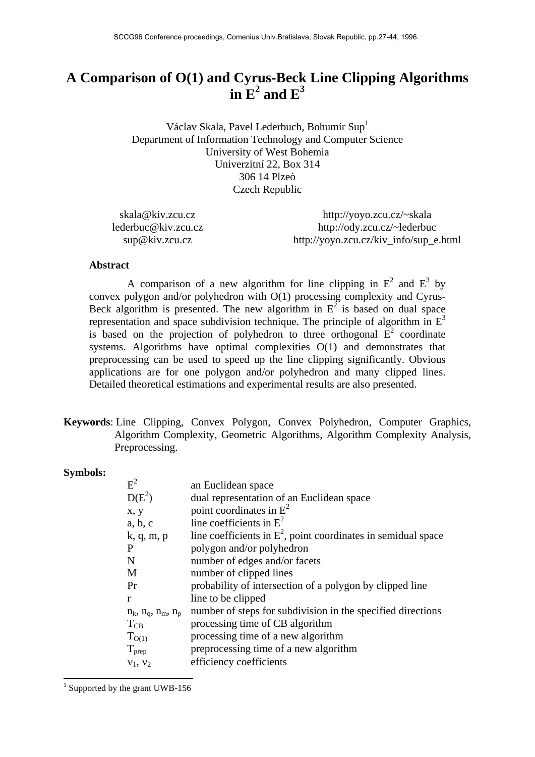SCCG96 Conference proceedings, Comenius Univ.Bratislava, Slovak Republic, pp.27-44, 1996.

# A Comparison of O(1) and Cyrus-Beck Line Clipping Algorithms in $E^2$ and $E^3$

Václav Skala, Pavel Lederbuch, Bohumír Sup[1]
Department of Information Technology and Computer Science
University of West Bohemia
Univerzitní 22, Box 314
306 14 Plzeò
Czech Republic

skala@kiv.zcu.cz — http://yoyo.zcu.cz/~skala
lederbuc@kiv.zcu.cz — http://ody.zcu.cz/~lederbuc
sup@kiv.zcu.cz — http://yoyo.zcu.cz/kiv_info/sup_e.html

**Abstract**

A comparison of a new algorithm for line clipping in $E^2$ and $E^3$ by convex polygon and/or polyhedron with O(1) processing complexity and Cyrus-Beck algorithm is presented. The new algorithm in $E^2$ is based on dual space representation and space subdivision technique. The principle of algorithm in $E^3$ is based on the projection of polyhedron to three orthogonal $E^2$ coordinate systems. Algorithms have optimal complexities O(1) and demonstrates that preprocessing can be used to speed up the line clipping significantly. Obvious applications are for one polygon and/or polyhedron and many clipped lines. Detailed theoretical estimations and experimental results are also presented.

**Keywords**: Line Clipping, Convex Polygon, Convex Polyhedron, Computer Graphics, Algorithm Complexity, Geometric Algorithms, Algorithm Complexity Analysis, Preprocessing.

**Symbols:**

| | |
|---|---|
| $E^2$ | an Euclidean space |
| $D(E^2)$ | dual representation of an Euclidean space |
| x, y | point coordinates in $E^2$ |
| a, b, c | line coefficients in $E^2$ |
| k, q, m, p | line coefficients in $E^2$, point coordinates in semidual space |
| P | polygon and/or polyhedron |
| N | number of edges and/or facets |
| M | number of clipped lines |
| Pr | probability of intersection of a polygon by clipped line |
| r | line to be clipped |
| $n_k$, $n_q$, $n_m$, $n_p$ | number of steps for subdivision in the specified directions |
| $T_{CB}$ | processing time of CB algorithm |
| $T_{O(1)}$ | processing time of a new algorithm |
| $T_{prep}$ | preprocessing time of a new algorithm |
| $\nu_1$, $\nu_2$ | efficiency coefficients |

[1] Supported by the grant UWB-156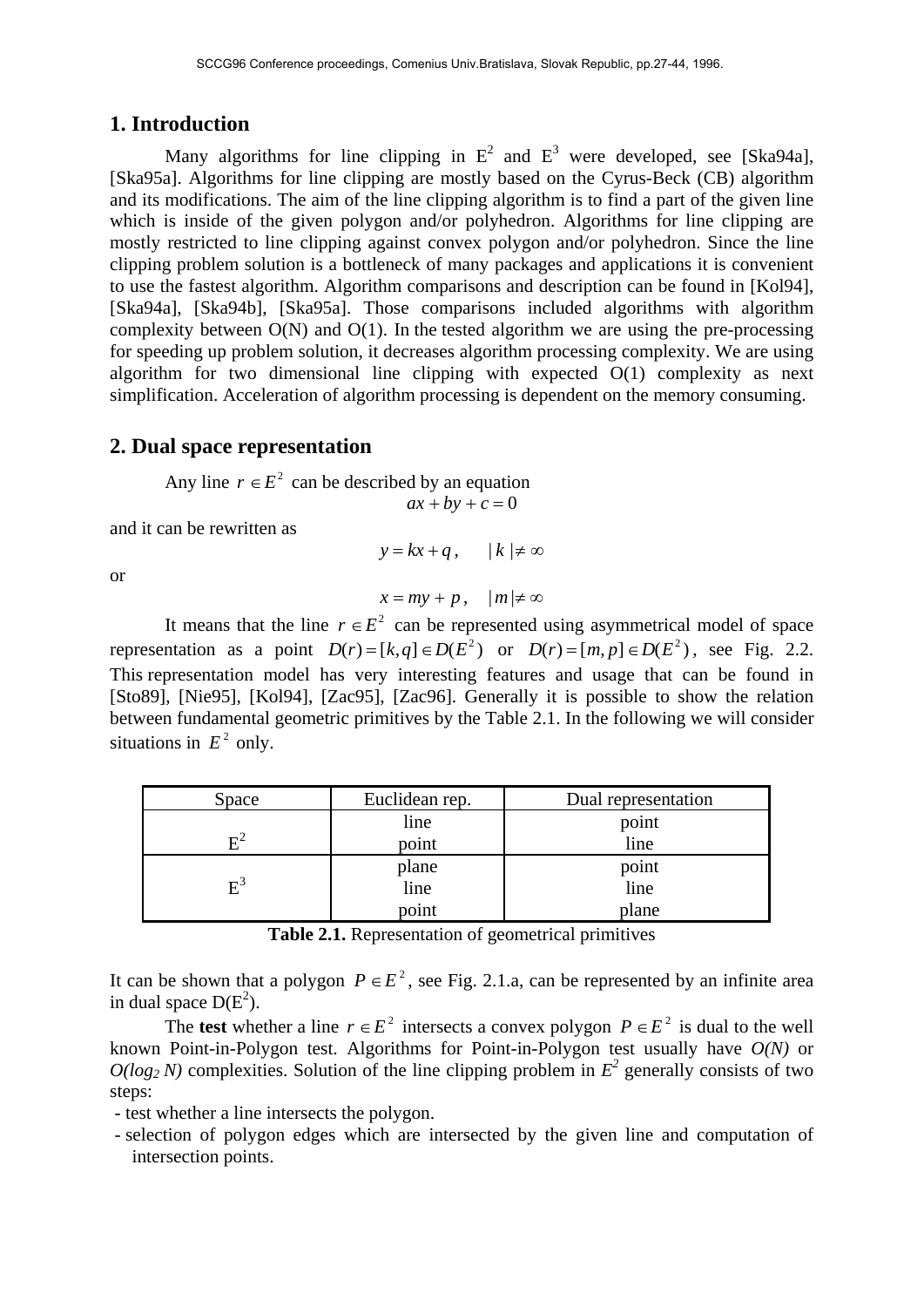## 1. Introduction

Many algorithms for line clipping in $E^2$ and $E^3$ were developed, see [Ska94a], [Ska95a]. Algorithms for line clipping are mostly based on the Cyrus-Beck (CB) algorithm and its modifications. The aim of the line clipping algorithm is to find a part of the given line which is inside of the given polygon and/or polyhedron. Algorithms for line clipping are mostly restricted to line clipping against convex polygon and/or polyhedron. Since the line clipping problem solution is a bottleneck of many packages and applications it is convenient to use the fastest algorithm. Algorithm comparisons and description can be found in [Kol94], [Ska94a], [Ska94b], [Ska95a]. Those comparisons included algorithms with algorithm complexity between O(N) and O(1). In the tested algorithm we are using the pre-processing for speeding up problem solution, it decreases algorithm processing complexity. We are using algorithm for two dimensional line clipping with expected O(1) complexity as next simplification. Acceleration of algorithm processing is dependent on the memory consuming.

## 2. Dual space representation

Any line $r \in E^2$ can be described by an equation

$$ax + by + c = 0$$

and it can be rewritten as

$$y = kx + q\,, \qquad |k| \neq \infty$$

or

$$x = my + p\,, \qquad |m| \neq \infty$$

It means that the line $r \in E^2$ can be represented using asymmetrical model of space representation as a point $D(r) = [k, q] \in D(E^2)$ or $D(r) = [m, p] \in D(E^2)$, see Fig. 2.2. This representation model has very interesting features and usage that can be found in [Sto89], [Nie95], [Kol94], [Zac95], [Zac96]. Generally it is possible to show the relation between fundamental geometric primitives by the Table 2.1. In the following we will consider situations in $E^2$ only.

| Space | Euclidean rep. | Dual representation |
|---|---|---|
| $E^2$ | line<br>point | point<br>line |
| $E^3$ | plane<br>line<br>point | point<br>line<br>plane |

**Table 2.1.** Representation of geometrical primitives

It can be shown that a polygon $P \in E^2$, see Fig. 2.1.a, can be represented by an infinite area in dual space $D(E^2)$.

The **test** whether a line $r \in E^2$ intersects a convex polygon $P \in E^2$ is dual to the well known Point-in-Polygon test. Algorithms for Point-in-Polygon test usually have *O(N)* or $O(\log_2 N)$ complexities. Solution of the line clipping problem in $E^2$ generally consists of two steps:

- test whether a line intersects the polygon.
- selection of polygon edges which are intersected by the given line and computation of intersection points.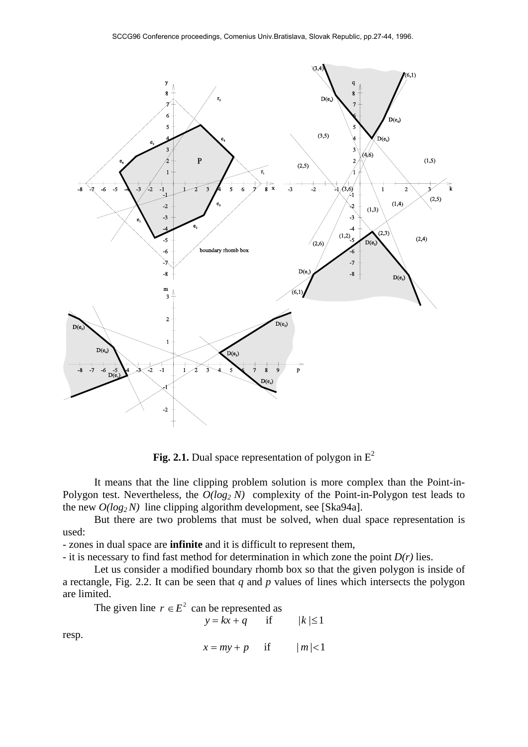**Fig. 2.1.** Dual space representation of polygon in $E^2$

It means that the line clipping problem solution is more complex than the Point-in-Polygon test. Nevertheless, the $O(\log_2 N)$ complexity of the Point-in-Polygon test leads to the new $O(\log_2 N)$ line clipping algorithm development, see [Ska94a].

But there are two problems that must be solved, when dual space representation is used:

- zones in dual space are **infinite** and it is difficult to represent them,
- it is necessary to find fast method for determination in which zone the point $D(r)$ lies.

Let us consider a modified boundary rhomb box so that the given polygon is inside of a rectangle, Fig. 2.2. It can be seen that $q$ and $p$ values of lines which intersects the polygon are limited.

The given line $r \in E^2$ can be represented as

$$y = kx + q \quad \text{if} \quad |k| \leq 1$$

resp.

$$x = my + p \quad \text{if} \quad |m| < 1$$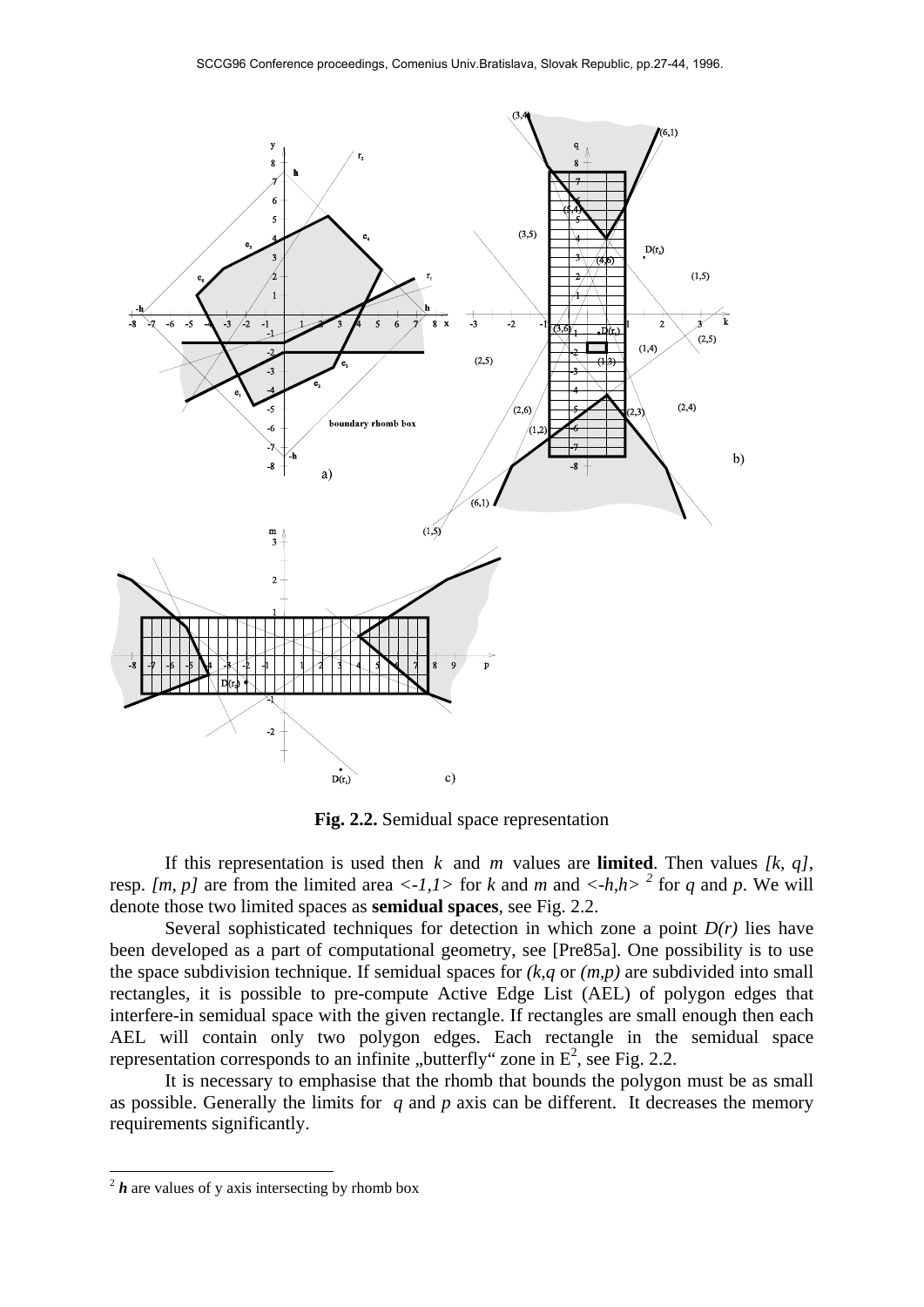**Fig. 2.2.** Semidual space representation

If this representation is used then $k$ and $m$ values are **limited**. Then values $[k, q]$, resp. $[m, p]$ are from the limited area $<-1,1>$ for $k$ and $m$ and $<-h,h>$ [2] for $q$ and $p$. We will denote those two limited spaces as **semidual spaces**, see Fig. 2.2.

Several sophisticated techniques for detection in which zone a point $D(r)$ lies have been developed as a part of computational geometry, see [Pre85a]. One possibility is to use the space subdivision technique. If semidual spaces for $(k,q$ or $(m,p)$ are subdivided into small rectangles, it is possible to pre-compute Active Edge List (AEL) of polygon edges that interfere-in semidual space with the given rectangle. If rectangles are small enough then each AEL will contain only two polygon edges. Each rectangle in the semidual space representation corresponds to an infinite „butterfly" zone in $E^2$, see Fig. 2.2.

It is necessary to emphasise that the rhomb that bounds the polygon must be as small as possible. Generally the limits for $q$ and $p$ axis can be different. It decreases the memory requirements significantly.

[2] $\boldsymbol{h}$ are values of y axis intersecting by rhomb box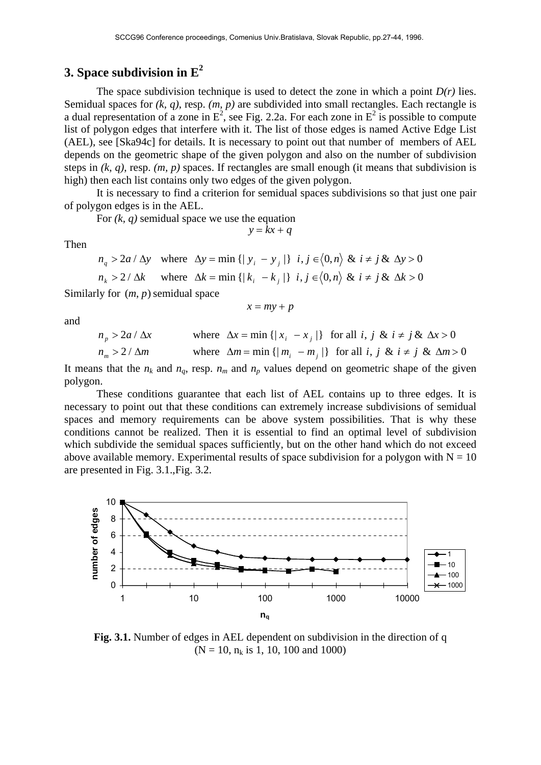## 3. Space subdivision in $E^2$

The space subdivision technique is used to detect the zone in which a point *D(r)* lies. Semidual spaces for *(k, q)*, resp. *(m, p)* are subdivided into small rectangles. Each rectangle is a dual representation of a zone in $E^2$, see Fig. 2.2a. For each zone in $E^2$ is possible to compute list of polygon edges that interfere with it. The list of those edges is named Active Edge List (AEL), see [Ska94c] for details. It is necessary to point out that number of members of AEL depends on the geometric shape of the given polygon and also on the number of subdivision steps in *(k, q)*, resp. *(m, p)* spaces. If rectangles are small enough (it means that subdivision is high) then each list contains only two edges of the given polygon.

It is necessary to find a criterion for semidual spaces subdivisions so that just one pair of polygon edges is in the AEL.

For *(k, q)* semidual space we use the equation

$$y = kx + q$$

Then

$$n_q > 2a / \Delta y \quad \text{where} \quad \Delta y = \min \{| y_i - y_j |\} \;\; i, j \in \langle 0, n \rangle \;\&\; i \neq j \;\&\; \Delta y > 0$$

$$n_k > 2 / \Delta k \quad \text{where} \quad \Delta k = \min \{| k_i - k_j |\} \;\; i, j \in \langle 0, n \rangle \;\&\; i \neq j \;\&\; \Delta k > 0$$

Similarly for $(m, p)$ semidual space

$$x = my + p$$

and

$$n_p > 2a / \Delta x \quad \text{where} \quad \Delta x = \min \{| x_i - x_j |\} \;\; \text{for all } i, j \;\&\; i \neq j \;\&\; \Delta x > 0$$

$$n_m > 2 / \Delta m \quad \text{where} \quad \Delta m = \min \{| m_i - m_j |\} \;\; \text{for all } i, j \;\&\; i \neq j \;\&\; \Delta m > 0$$

It means that the $n_k$ and $n_q$, resp. $n_m$ and $n_p$ values depend on geometric shape of the given polygon.

These conditions guarantee that each list of AEL contains up to three edges. It is necessary to point out that these conditions can extremely increase subdivisions of semidual spaces and memory requirements can be above system possibilities. That is why these conditions cannot be realized. Then it is essential to find an optimal level of subdivision which subdivide the semidual spaces sufficiently, but on the other hand which do not exceed above available memory. Experimental results of space subdivision for a polygon with N = 10 are presented in Fig. 3.1.,Fig. 3.2.

**Fig. 3.1.** Number of edges in AEL dependent on subdivision in the direction of q (N = 10, $n_k$ is 1, 10, 100 and 1000)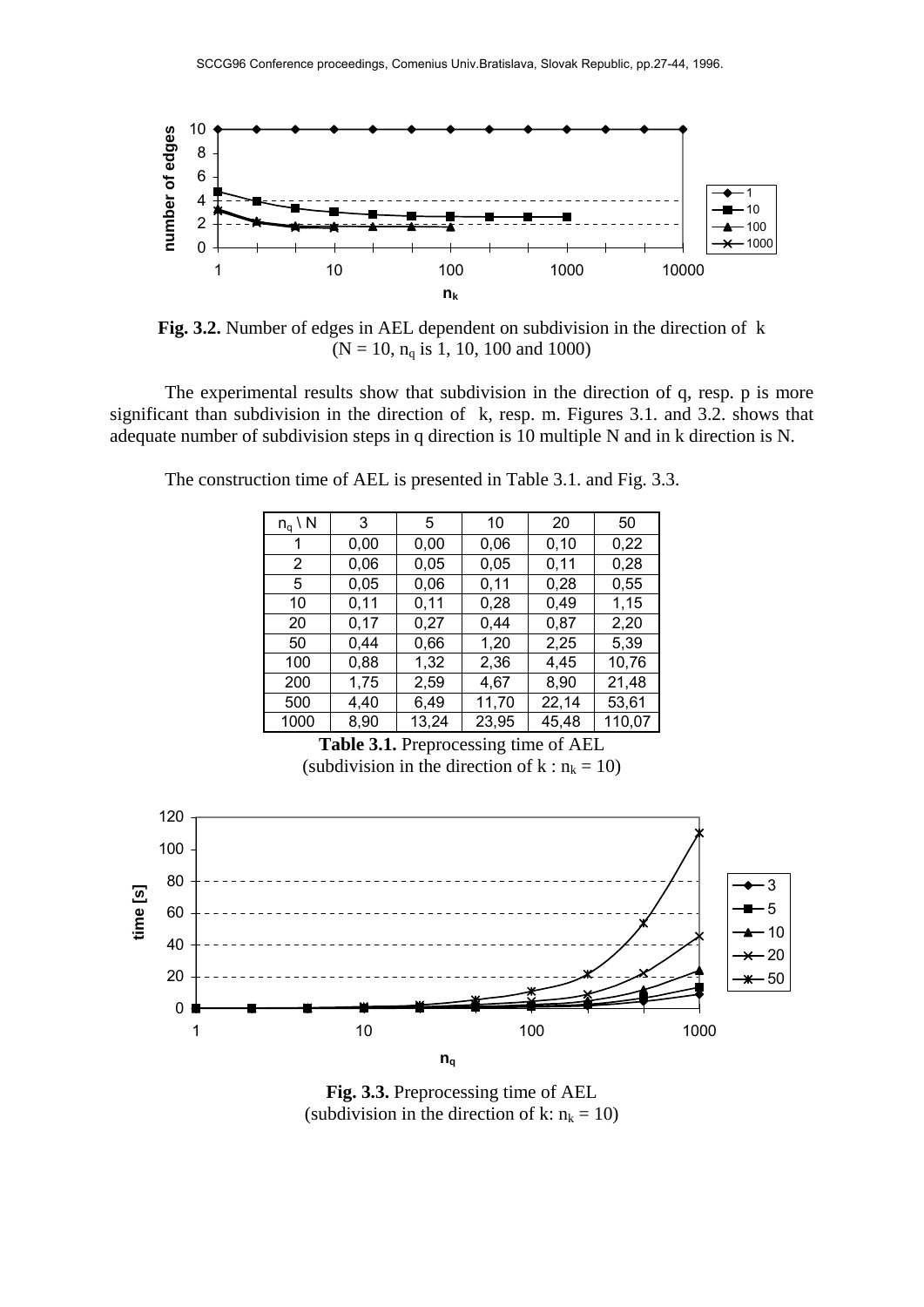**Fig. 3.2.** Number of edges in AEL dependent on subdivision in the direction of k ($N = 10$, $n_q$ is 1, 10, 100 and 1000)

The experimental results show that subdivision in the direction of q, resp. p is more significant than subdivision in the direction of k, resp. m. Figures 3.1. and 3.2. shows that adequate number of subdivision steps in q direction is 10 multiple N and in k direction is N.

The construction time of AEL is presented in Table 3.1. and Fig. 3.3.

| $n_q$ \ N | 3 | 5 | 10 | 20 | 50 |
|---|---|---|---|---|---|
| 1 | 0,00 | 0,00 | 0,06 | 0,10 | 0,22 |
| 2 | 0,06 | 0,05 | 0,05 | 0,11 | 0,28 |
| 5 | 0,05 | 0,06 | 0,11 | 0,28 | 0,55 |
| 10 | 0,11 | 0,11 | 0,28 | 0,49 | 1,15 |
| 20 | 0,17 | 0,27 | 0,44 | 0,87 | 2,20 |
| 50 | 0,44 | 0,66 | 1,20 | 2,25 | 5,39 |
| 100 | 0,88 | 1,32 | 2,36 | 4,45 | 10,76 |
| 200 | 1,75 | 2,59 | 4,67 | 8,90 | 21,48 |
| 500 | 4,40 | 6,49 | 11,70 | 22,14 | 53,61 |
| 1000 | 8,90 | 13,24 | 23,95 | 45,48 | 110,07 |

**Table 3.1.** Preprocessing time of AEL (subdivision in the direction of k : $n_k = 10$)

**Fig. 3.3.** Preprocessing time of AEL (subdivision in the direction of k: $n_k = 10$)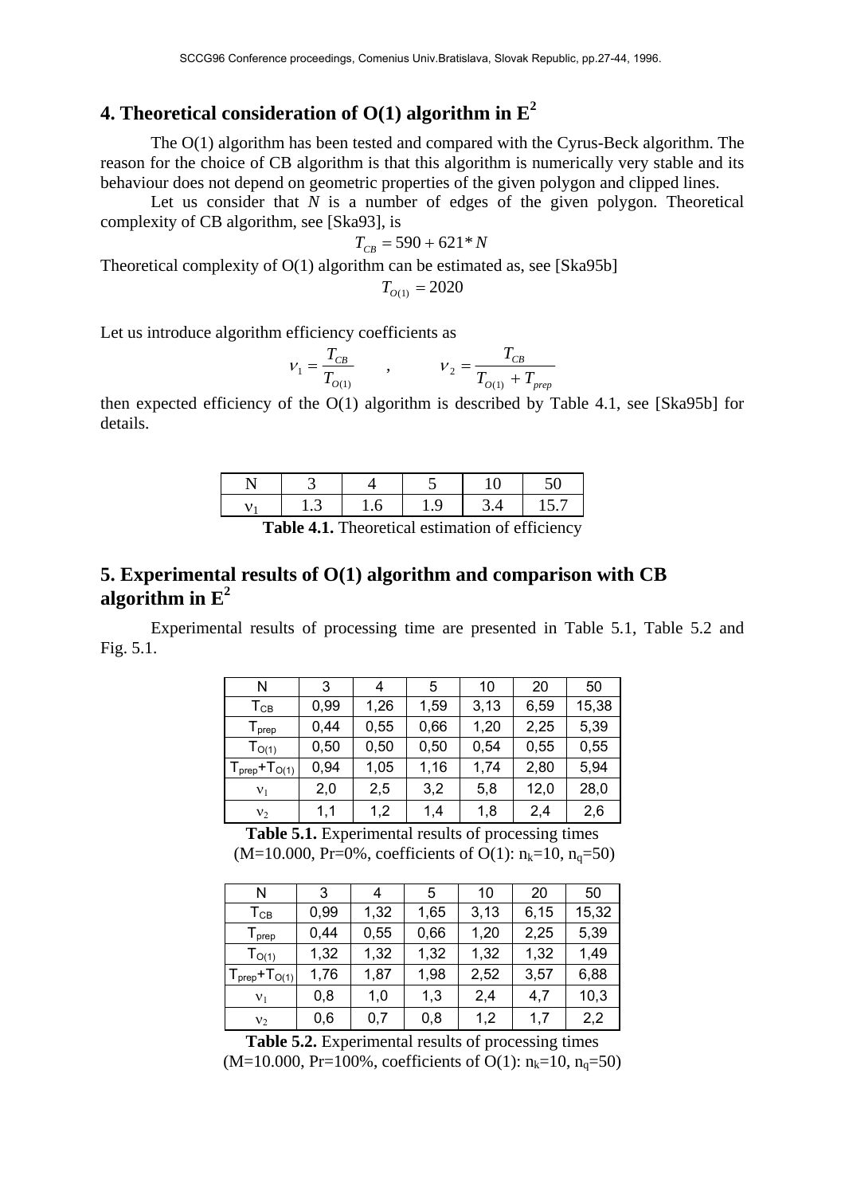## 4. Theoretical consideration of O(1) algorithm in $E^2$

The O(1) algorithm has been tested and compared with the Cyrus-Beck algorithm. The reason for the choice of CB algorithm is that this algorithm is numerically very stable and its behaviour does not depend on geometric properties of the given polygon and clipped lines.

Let us consider that $N$ is a number of edges of the given polygon. Theoretical complexity of CB algorithm, see [Ska93], is

$$T_{CB} = 590 + 621 * N$$

Theoretical complexity of O(1) algorithm can be estimated as, see [Ska95b]

$$T_{O(1)} = 2020$$

Let us introduce algorithm efficiency coefficients as

$$\nu_1 = \frac{T_{CB}}{T_{O(1)}} \quad , \quad \nu_2 = \frac{T_{CB}}{T_{O(1)} + T_{prep}}$$

then expected efficiency of the O(1) algorithm is described by Table 4.1, see [Ska95b] for details.

| N | 3 | 4 | 5 | 10 | 50 |
|---|---|---|---|---|---|
| $\nu_1$ | 1.3 | 1.6 | 1.9 | 3.4 | 15.7 |

**Table 4.1.** Theoretical estimation of efficiency

## 5. Experimental results of O(1) algorithm and comparison with CB algorithm in $E^2$

Experimental results of processing time are presented in Table 5.1, Table 5.2 and Fig. 5.1.

| N | 3 | 4 | 5 | 10 | 20 | 50 |
|---|---|---|---|---|---|---|
| $T_{CB}$ | 0,99 | 1,26 | 1,59 | 3,13 | 6,59 | 15,38 |
| $T_{prep}$ | 0,44 | 0,55 | 0,66 | 1,20 | 2,25 | 5,39 |
| $T_{O(1)}$ | 0,50 | 0,50 | 0,50 | 0,54 | 0,55 | 0,55 |
| $T_{prep}+T_{O(1)}$ | 0,94 | 1,05 | 1,16 | 1,74 | 2,80 | 5,94 |
| $\nu_1$ | 2,0 | 2,5 | 3,2 | 5,8 | 12,0 | 28,0 |
| $\nu_2$ | 1,1 | 1,2 | 1,4 | 1,8 | 2,4 | 2,6 |

**Table 5.1.** Experimental results of processing times (M=10.000, Pr=0%, coefficients of O(1): $n_k$=10, $n_q$=50)

| N | 3 | 4 | 5 | 10 | 20 | 50 |
|---|---|---|---|---|---|---|
| $T_{CB}$ | 0,99 | 1,32 | 1,65 | 3,13 | 6,15 | 15,32 |
| $T_{prep}$ | 0,44 | 0,55 | 0,66 | 1,20 | 2,25 | 5,39 |
| $T_{O(1)}$ | 1,32 | 1,32 | 1,32 | 1,32 | 1,32 | 1,49 |
| $T_{prep}+T_{O(1)}$ | 1,76 | 1,87 | 1,98 | 2,52 | 3,57 | 6,88 |
| $\nu_1$ | 0,8 | 1,0 | 1,3 | 2,4 | 4,7 | 10,3 |
| $\nu_2$ | 0,6 | 0,7 | 0,8 | 1,2 | 1,7 | 2,2 |

**Table 5.2.** Experimental results of processing times (M=10.000, Pr=100%, coefficients of O(1): $n_k$=10, $n_q$=50)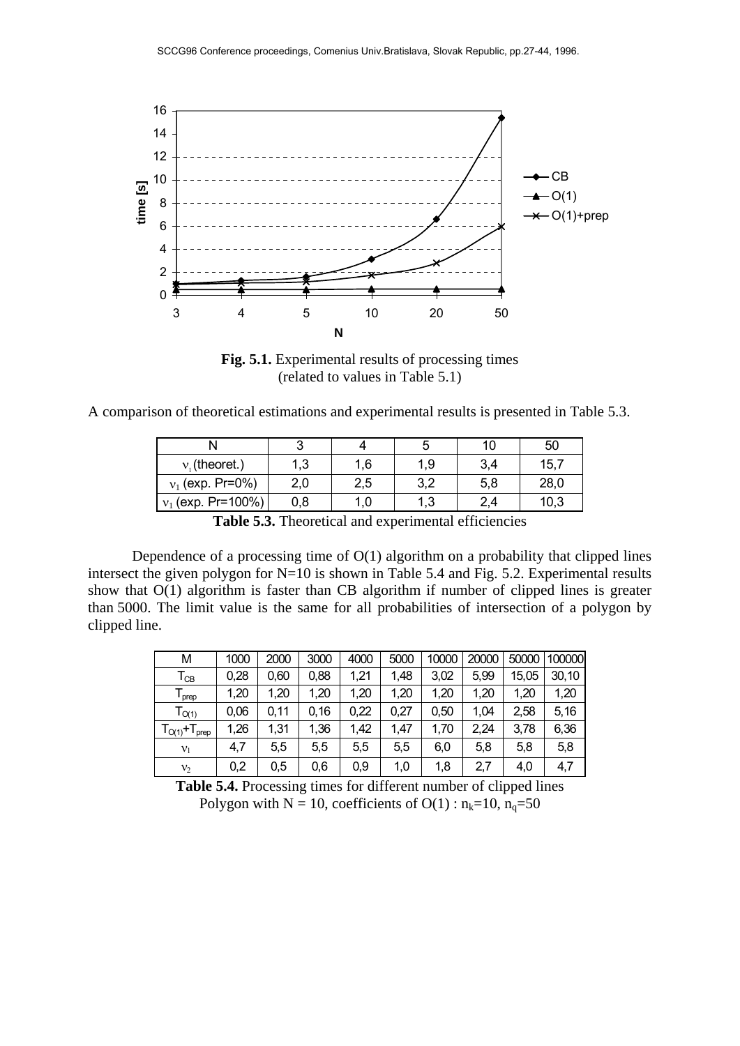**Fig. 5.1.** Experimental results of processing times (related to values in Table 5.1)

A comparison of theoretical estimations and experimental results is presented in Table 5.3.

| N | 3 | 4 | 5 | 10 | 50 |
|---|---|---|---|---|---|
| $\nu_1$ (theoret.) | 1,3 | 1,6 | 1,9 | 3,4 | 15,7 |
| $\nu_1$ (exp. Pr=0%) | 2,0 | 2,5 | 3,2 | 5,8 | 28,0 |
| $\nu_1$ (exp. Pr=100%) | 0,8 | 1,0 | 1,3 | 2,4 | 10,3 |

**Table 5.3.** Theoretical and experimental efficiencies

Dependence of a processing time of O(1) algorithm on a probability that clipped lines intersect the given polygon for N=10 is shown in Table 5.4 and Fig. 5.2. Experimental results show that O(1) algorithm is faster than CB algorithm if number of clipped lines is greater than 5000. The limit value is the same for all probabilities of intersection of a polygon by clipped line.

| M | 1000 | 2000 | 3000 | 4000 | 5000 | 10000 | 20000 | 50000 | 100000 |
|---|---|---|---|---|---|---|---|---|---|
| $T_{CB}$ | 0,28 | 0,60 | 0,88 | 1,21 | 1,48 | 3,02 | 5,99 | 15,05 | 30,10 |
| $T_{prep}$ | 1,20 | 1,20 | 1,20 | 1,20 | 1,20 | 1,20 | 1,20 | 1,20 | 1,20 |
| $T_{O(1)}$ | 0,06 | 0,11 | 0,16 | 0,22 | 0,27 | 0,50 | 1,04 | 2,58 | 5,16 |
| $T_{O(1)}+T_{prep}$ | 1,26 | 1,31 | 1,36 | 1,42 | 1,47 | 1,70 | 2,24 | 3,78 | 6,36 |
| $\nu_1$ | 4,7 | 5,5 | 5,5 | 5,5 | 5,5 | 6,0 | 5,8 | 5,8 | 5,8 |
| $\nu_2$ | 0,2 | 0,5 | 0,6 | 0,9 | 1,0 | 1,8 | 2,7 | 4,0 | 4,7 |

**Table 5.4.** Processing times for different number of clipped lines
Polygon with N = 10, coefficients of O(1) : $n_k$=10, $n_q$=50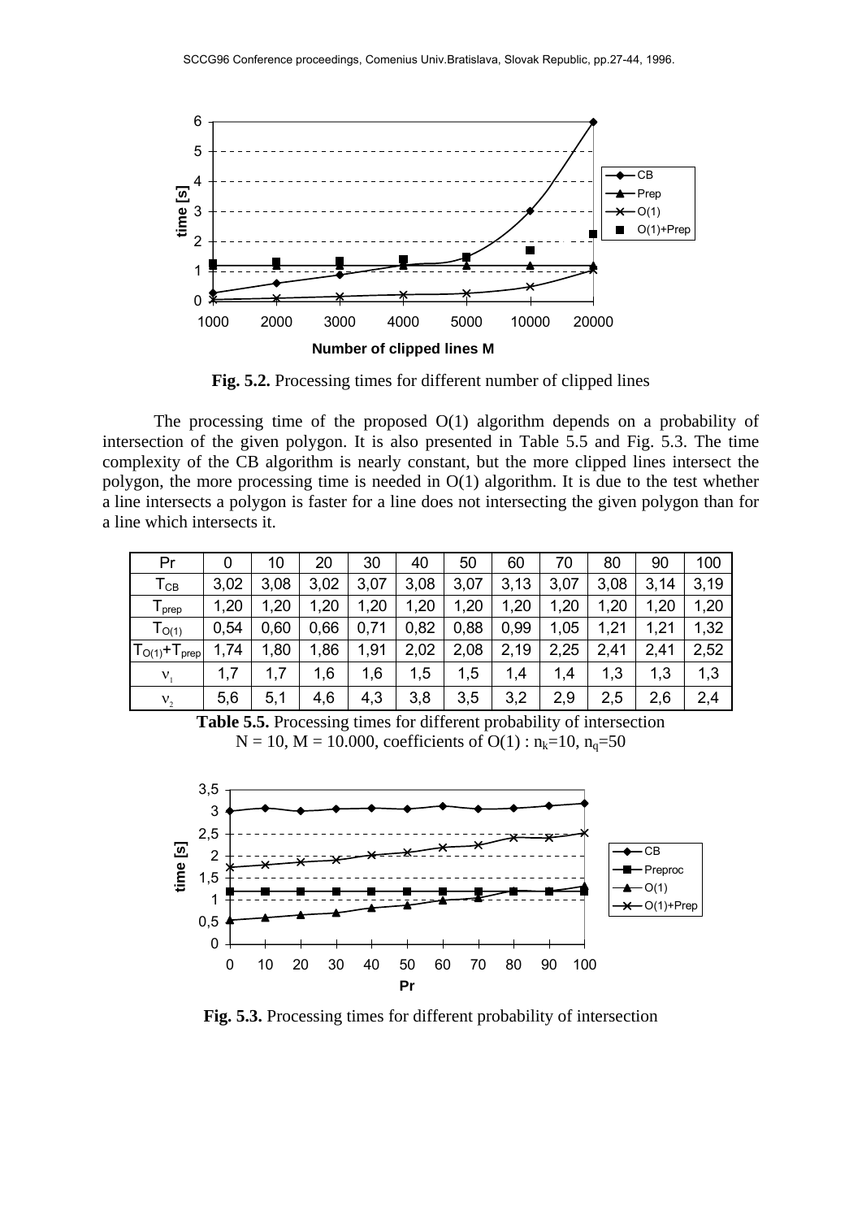**Fig. 5.2.** Processing times for different number of clipped lines

The processing time of the proposed O(1) algorithm depends on a probability of intersection of the given polygon. It is also presented in Table 5.5 and Fig. 5.3. The time complexity of the CB algorithm is nearly constant, but the more clipped lines intersect the polygon, the more processing time is needed in O(1) algorithm. It is due to the test whether a line intersects a polygon is faster for a line does not intersecting the given polygon than for a line which intersects it.

| Pr | 0 | 10 | 20 | 30 | 40 | 50 | 60 | 70 | 80 | 90 | 100 |
|---|---|---|---|---|---|---|---|---|---|---|---|
| $T_{CB}$ | 3,02 | 3,08 | 3,02 | 3,07 | 3,08 | 3,07 | 3,13 | 3,07 | 3,08 | 3,14 | 3,19 |
| $T_{prep}$ | 1,20 | 1,20 | 1,20 | 1,20 | 1,20 | 1,20 | 1,20 | 1,20 | 1,20 | 1,20 | 1,20 |
| $T_{O(1)}$ | 0,54 | 0,60 | 0,66 | 0,71 | 0,82 | 0,88 | 0,99 | 1,05 | 1,21 | 1,21 | 1,32 |
| $T_{O(1)}+T_{prep}$ | 1,74 | 1,80 | 1,86 | 1,91 | 2,02 | 2,08 | 2,19 | 2,25 | 2,41 | 2,41 | 2,52 |
| $\nu_1$ | 1,7 | 1,7 | 1,6 | 1,6 | 1,5 | 1,5 | 1,4 | 1,4 | 1,3 | 1,3 | 1,3 |
| $\nu_2$ | 5,6 | 5,1 | 4,6 | 4,3 | 3,8 | 3,5 | 3,2 | 2,9 | 2,5 | 2,6 | 2,4 |

**Table 5.5.** Processing times for different probability of intersection
$N = 10$, $M = 10.000$, coefficients of O(1) : $n_k=10$, $n_q=50$

**Fig. 5.3.** Processing times for different probability of intersection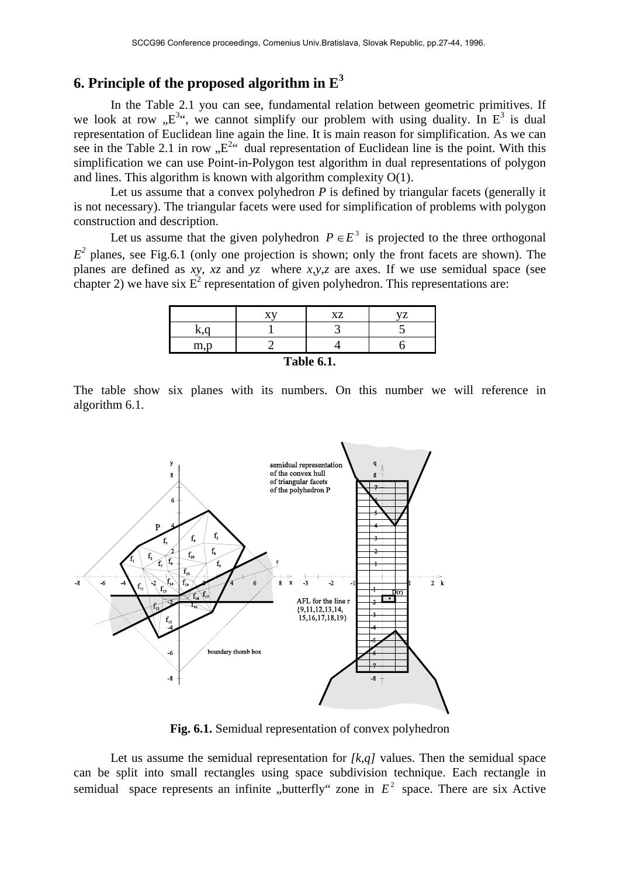# 6. Principle of the proposed algorithm in $E^3$

In the Table 2.1 you can see, fundamental relation between geometric primitives. If we look at row „$E^3$“, we cannot simplify our problem with using duality. In $E^3$ is dual representation of Euclidean line again the line. It is main reason for simplification. As we can see in the Table 2.1 in row „$E^2$“ dual representation of Euclidean line is the point. With this simplification we can use Point-in-Polygon test algorithm in dual representations of polygon and lines. This algorithm is known with algorithm complexity O(1).

Let us assume that a convex polyhedron *P* is defined by triangular facets (generally it is not necessary). The triangular facets were used for simplification of problems with polygon construction and description.

Let us assume that the given polyhedron $P \in E^3$ is projected to the three orthogonal $E^2$ planes, see Fig.6.1 (only one projection is shown; only the front facets are shown). The planes are defined as *xy*, *xz* and *yz* where *x*,*y*,*z* are axes. If we use semidual space (see chapter 2) we have six $E^2$ representation of given polyhedron. This representations are:

| | xy | xz | yz |
|---|---|---|---|
| k,q | 1 | 3 | 5 |
| m,p | 2 | 4 | 6 |

**Table 6.1.**

The table show six planes with its numbers. On this number we will reference in algorithm 6.1.

**Fig. 6.1.** Semidual representation of convex polyhedron

Let us assume the semidual representation for *[k,q]* values. Then the semidual space can be split into small rectangles using space subdivision technique. Each rectangle in semidual space represents an infinite „butterfly“ zone in $E^2$ space. There are six Active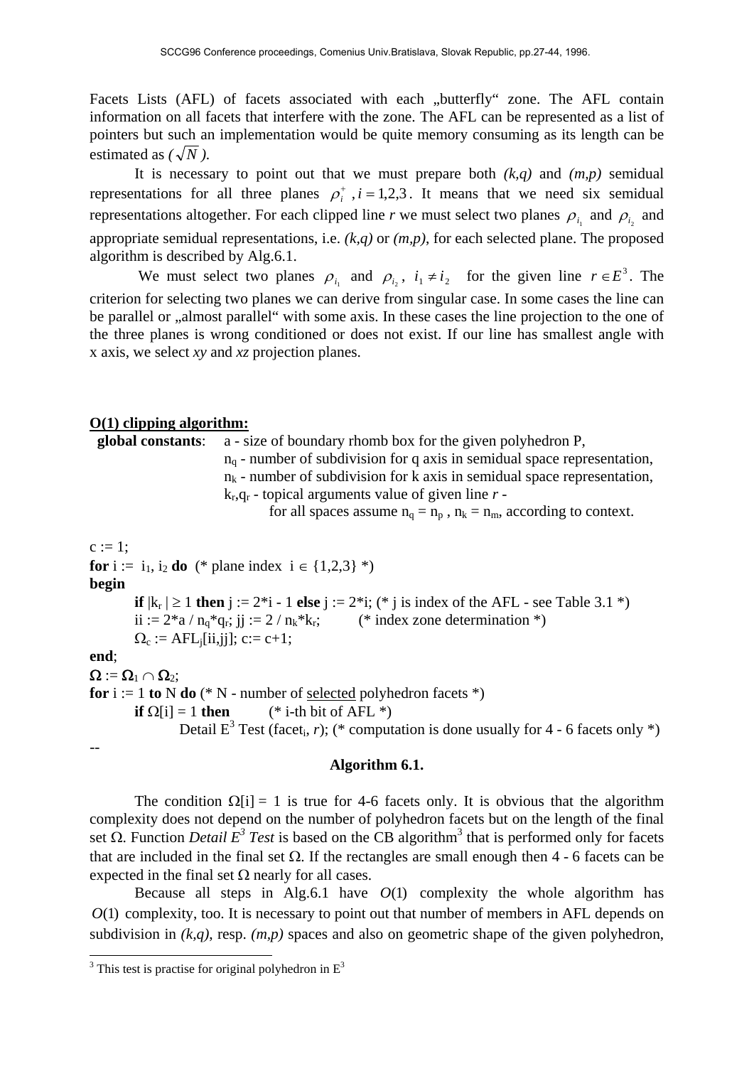Facets Lists (AFL) of facets associated with each „butterfly" zone. The AFL contain information on all facets that interfere with the zone. The AFL can be represented as a list of pointers but such an implementation would be quite memory consuming as its length can be estimated as *(* $\sqrt{N}$ *)*.

It is necessary to point out that we must prepare both *(k,q)* and *(m,p)* semidual representations for all three planes $\rho_i^+ , i = 1,2,3$. It means that we need six semidual representations altogether. For each clipped line *r* we must select two planes $\rho_{i_1}$ and $\rho_{i_2}$ and appropriate semidual representations, i.e. *(k,q)* or *(m,p)*, for each selected plane. The proposed algorithm is described by Alg.6.1.

We must select two planes $\rho_{i_1}$ and $\rho_{i_2}$, $i_1 \neq i_2$ for the given line $r \in E^3$. The criterion for selecting two planes we can derive from singular case. In some cases the line can be parallel or „almost parallel" with some axis. In these cases the line projection to the one of the three planes is wrong conditioned or does not exist. If our line has smallest angle with x axis, we select *xy* and *xz* projection planes.

**O(1) clipping algorithm:**

```
 global constants:  a - size of boundary rhomb box for the given polyhedron P,
                    n_q - number of subdivision for q axis in semidual space representation,
                    n_k - number of subdivision for k axis in semidual space representation,
                    k_r,q_r - topical arguments value of given line r -
                          for all spaces assume n_q = n_p , n_k = n_m, according to context.

c := 1;
for i := i1, i2 do  (* plane index  i ∈ {1,2,3} *)
begin
      if |k_r | ≥ 1 then j := 2*i - 1 else j := 2*i; (* j is index of the AFL - see Table 3.1 *)
      ii := 2*a / n_q*q_r; jj := 2 / n_k*k_r;        (* index zone determination *)
      Ω_c := AFL_j[ii,jj]; c:= c+1;
end;
Ω := Ω_1 ∩ Ω_2;
for i := 1 to N do (* N - number of selected polyhedron facets *)
      if Ω[i] = 1 then        (* i-th bit of AFL *)
            Detail E^3 Test (facet_i, r); (* computation is done usually for 4 - 6 facets only *)
--
```

**Algorithm 6.1.**

The condition $\Omega[i] = 1$ is true for 4-6 facets only. It is obvious that the algorithm complexity does not depend on the number of polyhedron facets but on the length of the final set $\Omega$. Function *Detail $E^3$ Test* is based on the CB algorithm[3] that is performed only for facets that are included in the final set $\Omega$. If the rectangles are small enough then 4 - 6 facets can be expected in the final set $\Omega$ nearly for all cases.

Because all steps in Alg.6.1 have $O(1)$ complexity the whole algorithm has $O(1)$ complexity, too. It is necessary to point out that number of members in AFL depends on subdivision in *(k,q)*, resp. *(m,p)* spaces and also on geometric shape of the given polyhedron,

[3] This test is practise for original polyhedron in $E^3$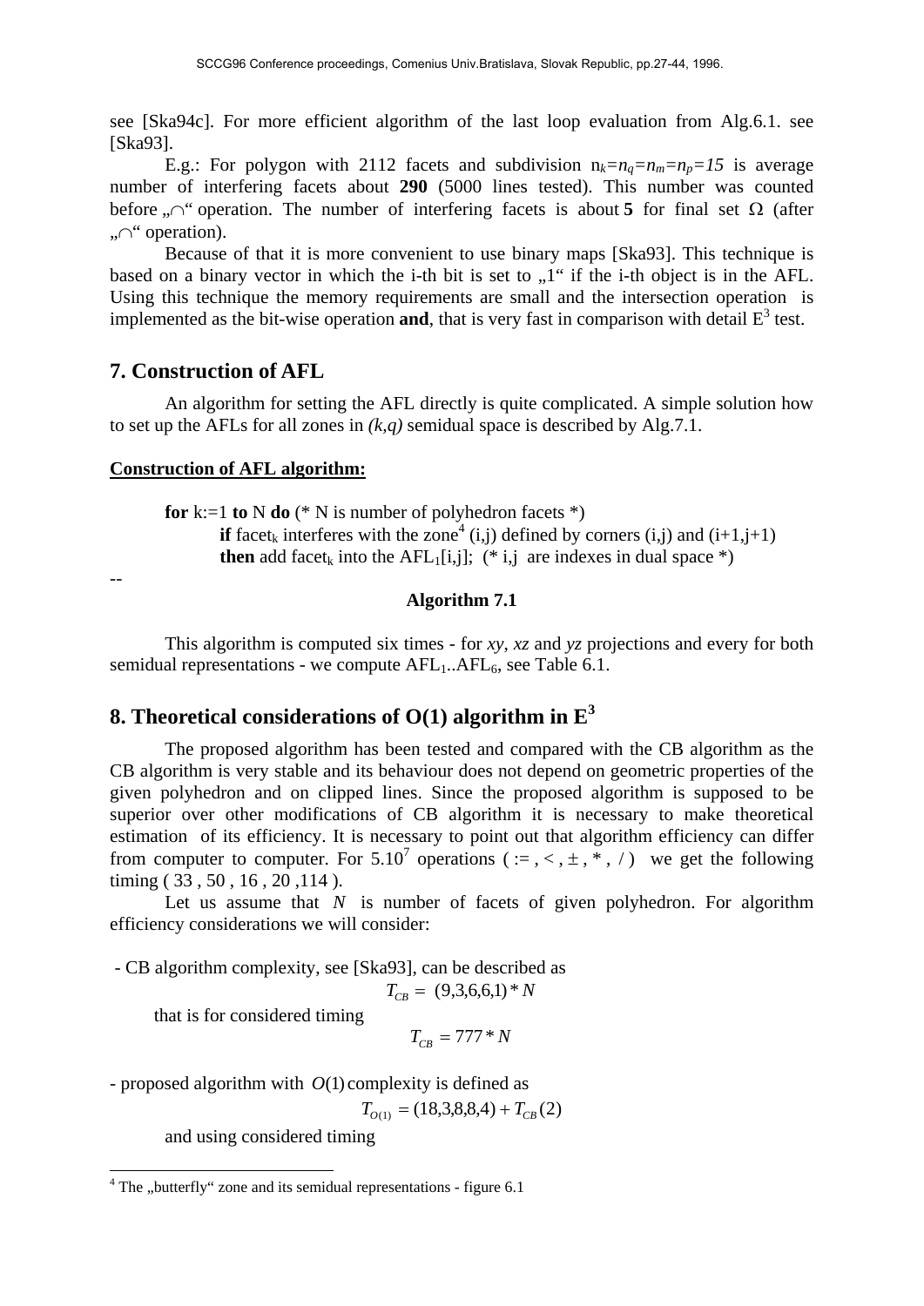see [Ska94c]. For more efficient algorithm of the last loop evaluation from Alg.6.1. see [Ska93].

E.g.: For polygon with 2112 facets and subdivision $n_k=n_q=n_m=n_p=15$ is average number of interfering facets about **290** (5000 lines tested). This number was counted before „$\cap$“ operation. The number of interfering facets is about **5** for final set $\Omega$ (after „$\cap$“ operation).

Because of that it is more convenient to use binary maps [Ska93]. This technique is based on a binary vector in which the i-th bit is set to „1“ if the i-th object is in the AFL. Using this technique the memory requirements are small and the intersection operation is implemented as the bit-wise operation **and**, that is very fast in comparison with detail $E^3$ test.

## 7. Construction of AFL

An algorithm for setting the AFL directly is quite complicated. A simple solution how to set up the AFLs for all zones in *(k,q)* semidual space is described by Alg.7.1.

**Construction of AFL algorithm:**

```
for k:=1 to N do (* N is number of polyhedron facets *)
    if facet_k interferes with the zone^4 (i,j) defined by corners (i,j) and (i+1,j+1)
    then add facet_k into the AFL_1[i,j]; (* i,j are indexes in dual space *)
--
```

**Algorithm 7.1**

This algorithm is computed six times - for *xy*, *xz* and *yz* projections and every for both semidual representations - we compute $AFL_1..AFL_6$, see Table 6.1.

## 8. Theoretical considerations of O(1) algorithm in $E^3$

The proposed algorithm has been tested and compared with the CB algorithm as the CB algorithm is very stable and its behaviour does not depend on geometric properties of the given polyhedron and on clipped lines. Since the proposed algorithm is supposed to be superior over other modifications of CB algorithm it is necessary to make theoretical estimation of its efficiency. It is necessary to point out that algorithm efficiency can differ from computer to computer. For $5.10^7$ operations ( := , < , $\pm$ , * , / ) we get the following timing ( 33 , 50 , 16 , 20 ,114 ).

Let us assume that $N$ is number of facets of given polyhedron. For algorithm efficiency considerations we will consider:

- CB algorithm complexity, see [Ska93], can be described as

$$T_{CB} = (9,3,6,6,1) * N$$

that is for considered timing

$$T_{CB} = 777 * N$$

- proposed algorithm with $O(1)$ complexity is defined as

$$T_{O(1)} = (18,3,8,8,4) + T_{CB}(2)$$

and using considered timing

[4] The „butterfly“ zone and its semidual representations - figure 6.1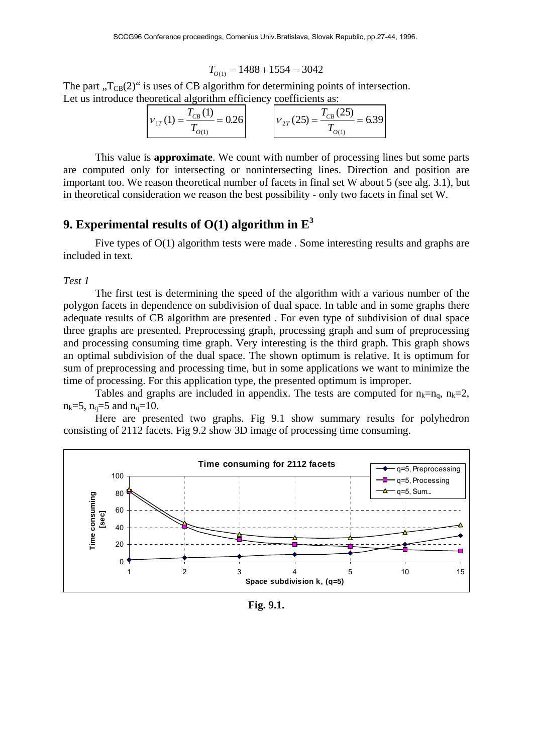$$T_{O(1)} = 1488 + 1554 = 3042$$

The part „$T_{CB}(2)$" is uses of CB algorithm for determining points of intersection.
Let us introduce theoretical algorithm efficiency coefficients as:

$$\nu_{1T}(1) = \frac{T_{CB}(1)}{T_{O(1)}} = 0.26 \qquad \nu_{2T}(25) = \frac{T_{CB}(25)}{T_{O(1)}} = 6.39$$

This value is **approximate**. We count with number of processing lines but some parts are computed only for intersecting or nonintersecting lines. Direction and position are important too. We reason theoretical number of facets in final set W about 5 (see alg. 3.1), but in theoretical consideration we reason the best possibility - only two facets in final set W.

## 9. Experimental results of O(1) algorithm in $E^3$

Five types of O(1) algorithm tests were made . Some interesting results and graphs are included in text.

*Test 1*

The first test is determining the speed of the algorithm with a various number of the polygon facets in dependence on subdivision of dual space. In table and in some graphs there adequate results of CB algorithm are presented . For even type of subdivision of dual space three graphs are presented. Preprocessing graph, processing graph and sum of preprocessing and processing consuming time graph. Very interesting is the third graph. This graph shows an optimal subdivision of the dual space. The shown optimum is relative. It is optimum for sum of preprocessing and processing time, but in some applications we want to minimize the time of processing. For this application type, the presented optimum is improper.

Tables and graphs are included in appendix. The tests are computed for $n_k=n_q$, $n_k=2$, $n_k=5$, $n_q=5$ and $n_q=10$.

Here are presented two graphs. Fig 9.1 show summary results for polyhedron consisting of 2112 facets. Fig 9.2 show 3D image of processing time consuming.

**Fig. 9.1.**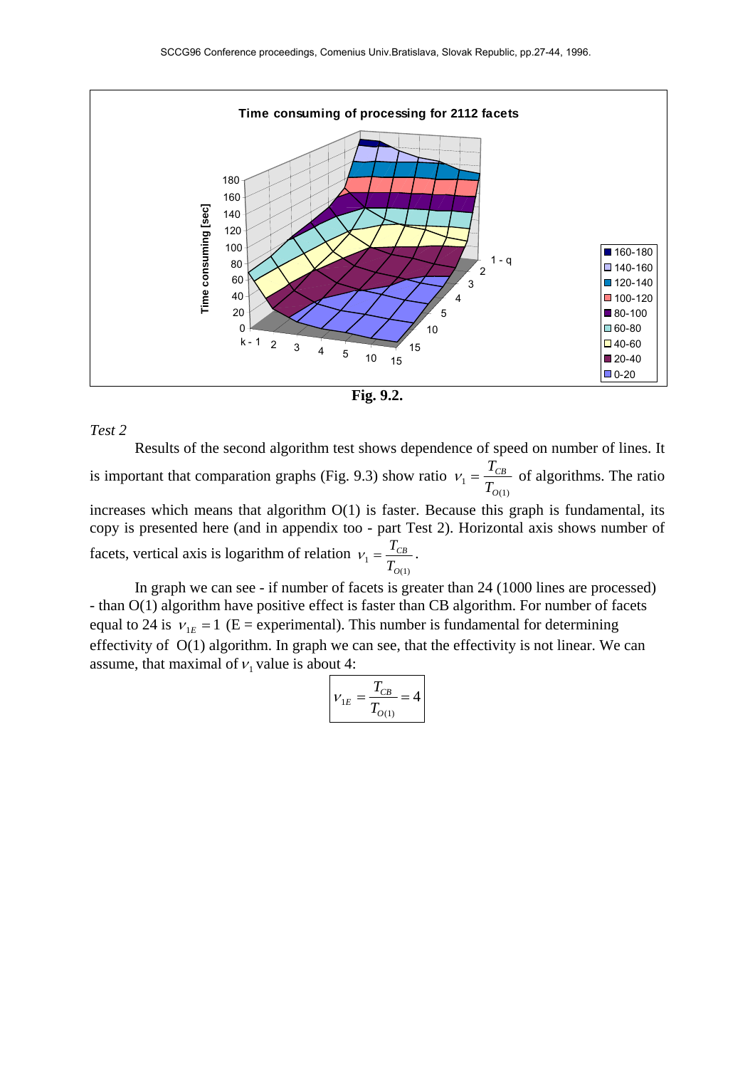Time consuming of processing for 2112 facets

Fig. 9.2.

*Test 2*

Results of the second algorithm test shows dependence of speed on number of lines. It is important that comparation graphs (Fig. 9.3) show ratio $\nu_1 = \frac{T_{CB}}{T_{O(1)}}$ of algorithms. The ratio increases which means that algorithm O(1) is faster. Because this graph is fundamental, its copy is presented here (and in appendix too - part Test 2). Horizontal axis shows number of facets, vertical axis is logarithm of relation $\nu_1 = \frac{T_{CB}}{T_{O(1)}}$.

In graph we can see - if number of facets is greater than 24 (1000 lines are processed) - than O(1) algorithm have positive effect is faster than CB algorithm. For number of facets equal to 24 is $\nu_{1E} = 1$ (E = experimental). This number is fundamental for determining effectivity of O(1) algorithm. In graph we can see, that the effectivity is not linear. We can assume, that maximal of $\nu_1$ value is about 4:

$$\boxed{\nu_{1E} = \frac{T_{CB}}{T_{O(1)}} = 4}$$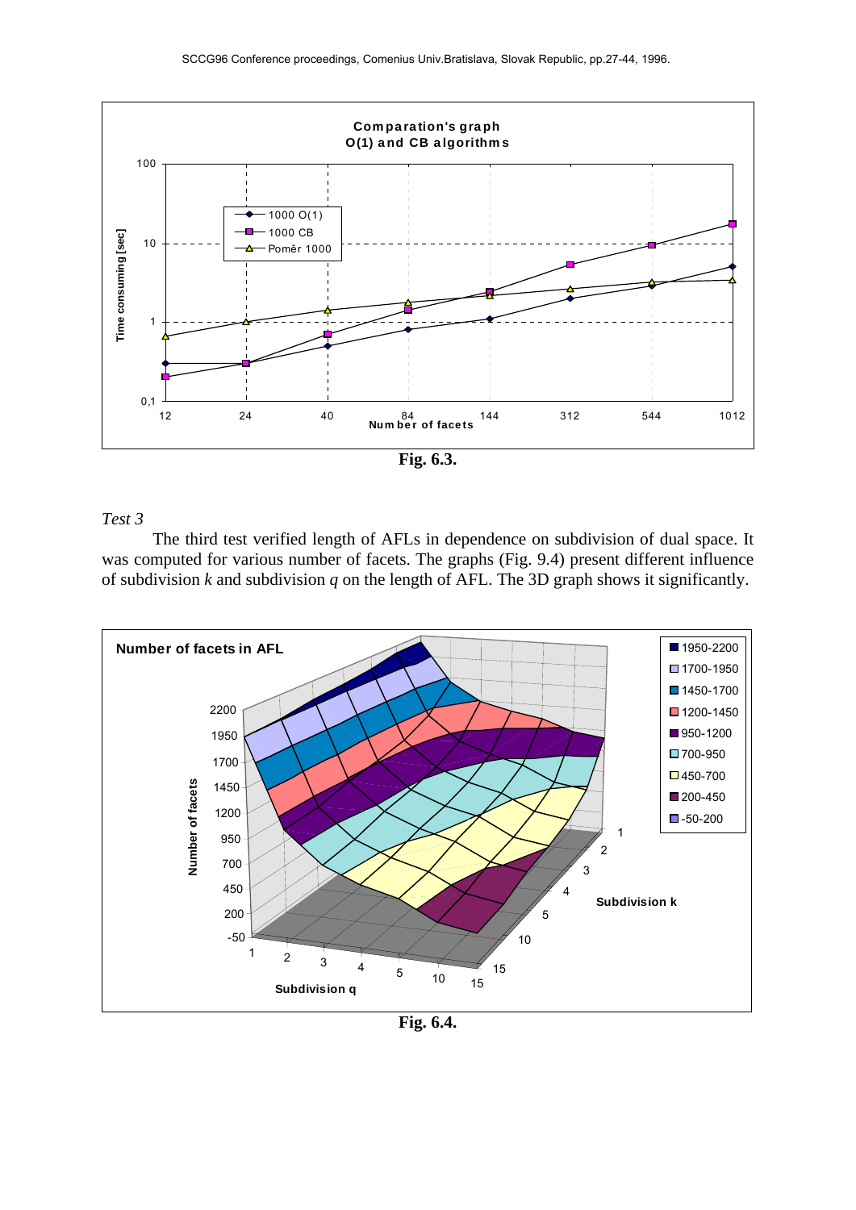Fig. 6.3.

*Test 3*

The third test verified length of AFLs in dependence on subdivision of dual space. It was computed for various number of facets. The graphs (Fig. 9.4) present different influence of subdivision *k* and subdivision *q* on the length of AFL. The 3D graph shows it significantly.

Fig. 6.4.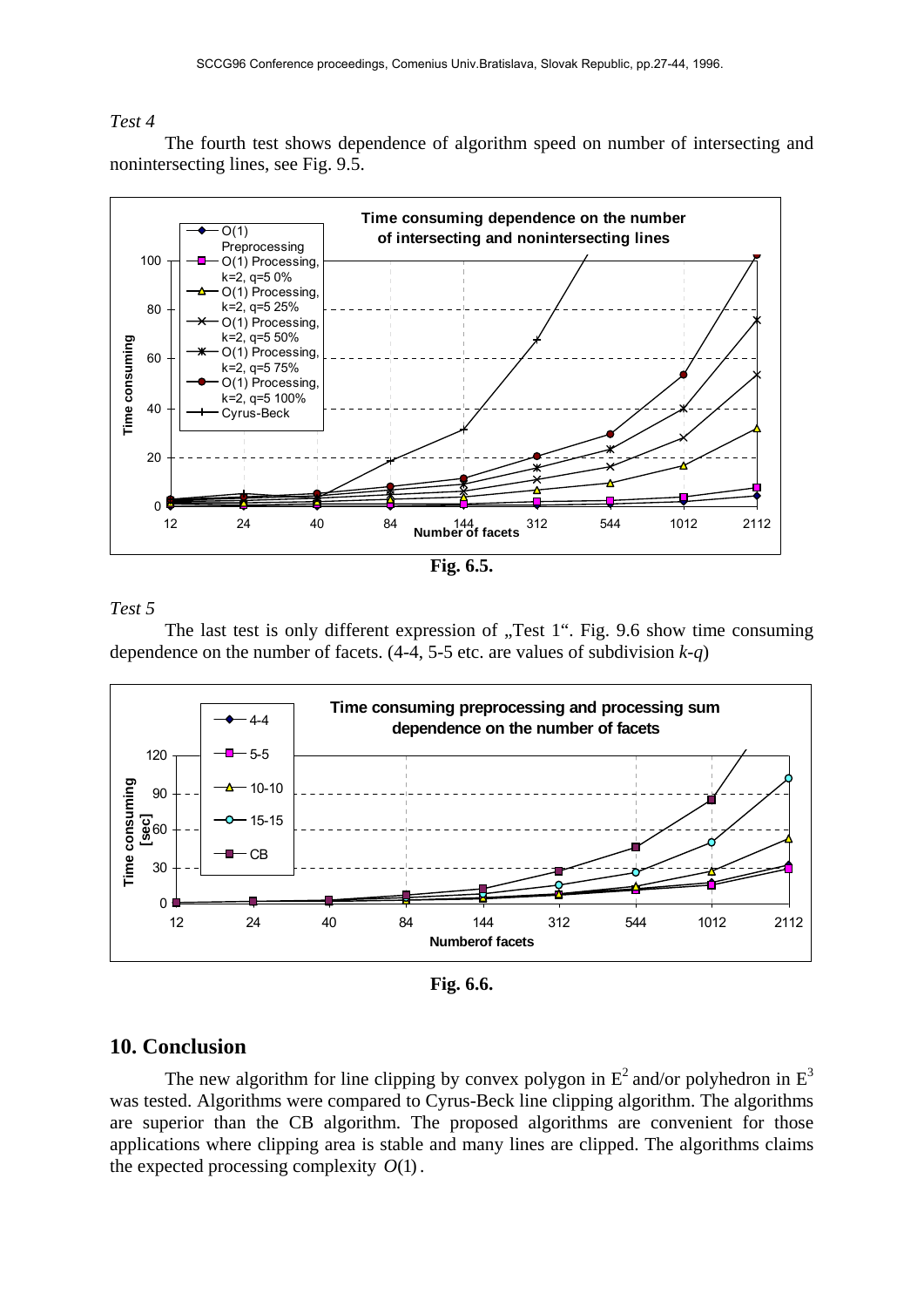*Test 4*

The fourth test shows dependence of algorithm speed on number of intersecting and nonintersecting lines, see Fig. 9.5.

**Fig. 6.5.**

*Test 5*

The last test is only different expression of „Test 1“. Fig. 9.6 show time consuming dependence on the number of facets. (4-4, 5-5 etc. are values of subdivision *k*-*q*)

**Fig. 6.6.**

## 10. Conclusion

The new algorithm for line clipping by convex polygon in $E^2$ and/or polyhedron in $E^3$ was tested. Algorithms were compared to Cyrus-Beck line clipping algorithm. The algorithms are superior than the CB algorithm. The proposed algorithms are convenient for those applications where clipping area is stable and many lines are clipped. The algorithms claims the expected processing complexity $O(1)$.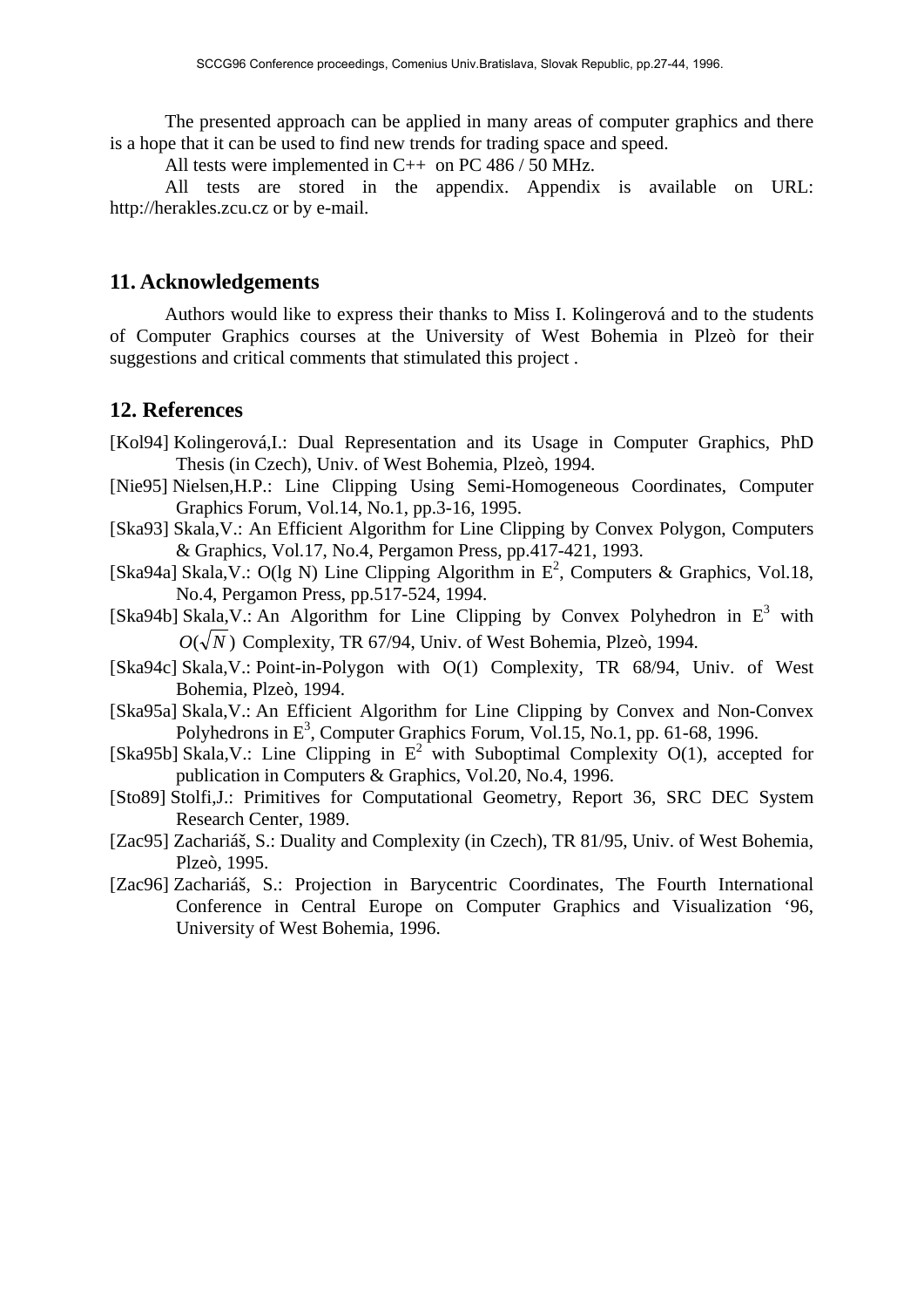The presented approach can be applied in many areas of computer graphics and there is a hope that it can be used to find new trends for trading space and speed.

All tests were implemented in C++ on PC 486 / 50 MHz.

All tests are stored in the appendix. Appendix is available on URL: http://herakles.zcu.cz or by e-mail.

## 11. Acknowledgements

Authors would like to express their thanks to Miss I. Kolingerová and to the students of Computer Graphics courses at the University of West Bohemia in Plzeò for their suggestions and critical comments that stimulated this project .

## 12. References

[Kol94] Kolingerová,I.: Dual Representation and its Usage in Computer Graphics, PhD Thesis (in Czech), Univ. of West Bohemia, Plzeò, 1994.

[Nie95] Nielsen,H.P.: Line Clipping Using Semi-Homogeneous Coordinates, Computer Graphics Forum, Vol.14, No.1, pp.3-16, 1995.

[Ska93] Skala,V.: An Efficient Algorithm for Line Clipping by Convex Polygon, Computers & Graphics, Vol.17, No.4, Pergamon Press, pp.417-421, 1993.

[Ska94a] Skala,V.: O(lg N) Line Clipping Algorithm in $E^2$, Computers & Graphics, Vol.18, No.4, Pergamon Press, pp.517-524, 1994.

[Ska94b] Skala,V.: An Algorithm for Line Clipping by Convex Polyhedron in $E^3$ with $O(\sqrt{N})$ Complexity, TR 67/94, Univ. of West Bohemia, Plzeò, 1994.

[Ska94c] Skala,V.: Point-in-Polygon with O(1) Complexity, TR 68/94, Univ. of West Bohemia, Plzeò, 1994.

[Ska95a] Skala,V.: An Efficient Algorithm for Line Clipping by Convex and Non-Convex Polyhedrons in $E^3$, Computer Graphics Forum, Vol.15, No.1, pp. 61-68, 1996.

[Ska95b] Skala,V.: Line Clipping in $E^2$ with Suboptimal Complexity O(1), accepted for publication in Computers & Graphics, Vol.20, No.4, 1996.

[Sto89] Stolfi,J.: Primitives for Computational Geometry, Report 36, SRC DEC System Research Center, 1989.

[Zac95] Zachariáš, S.: Duality and Complexity (in Czech), TR 81/95, Univ. of West Bohemia, Plzeò, 1995.

[Zac96] Zachariáš, S.: Projection in Barycentric Coordinates, The Fourth International Conference in Central Europe on Computer Graphics and Visualization ‘96, University of West Bohemia, 1996.